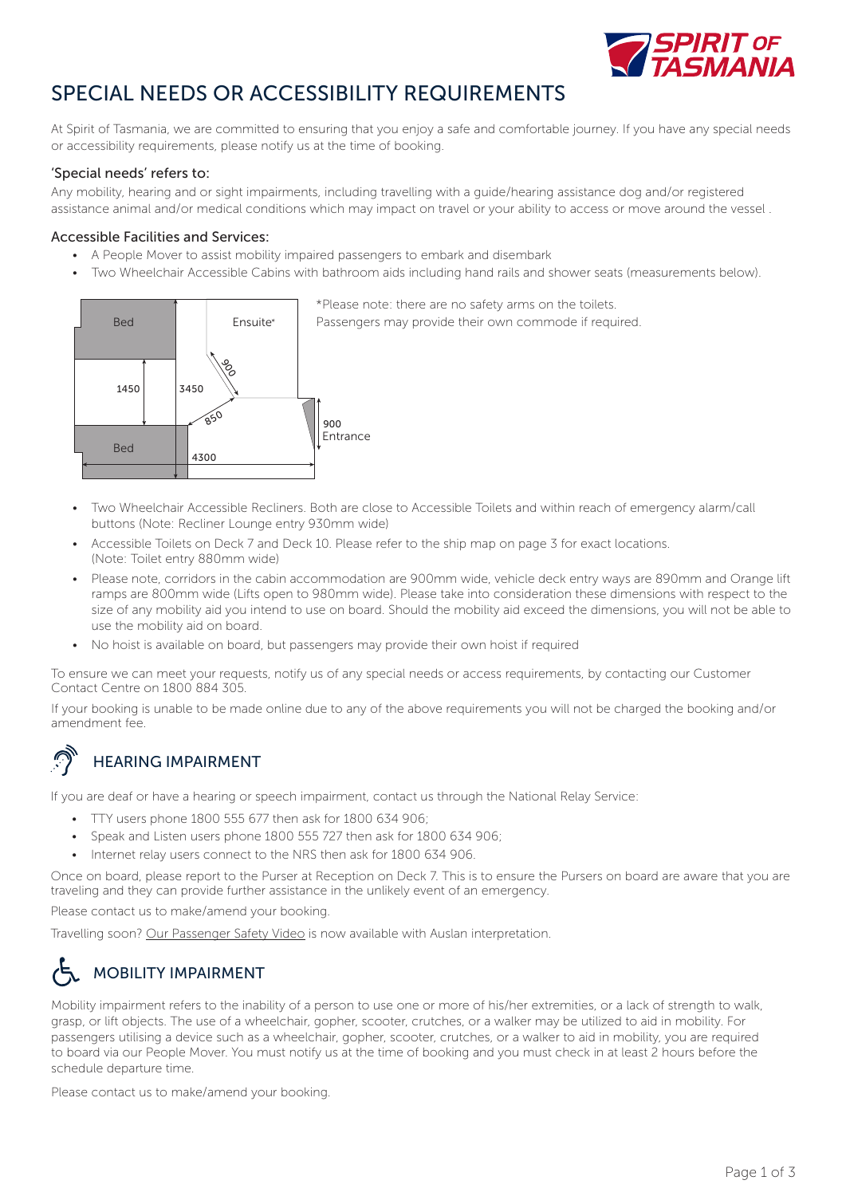# SPECIAL NEEDS OR ACCESSIBILITY REQUIREMENTS

At Spirit of Tasmania, we are committed to ensuring that you enjoy a safe and comfortable journey. If you have any special needs or accessibility requirements, please notify us at the time of booking.

### 'Special needs' refers to:

Any mobility, hearing and or sight impairments, including travelling with a guide/hearing assistance dog and/or registered assistance animal and/or medical conditions which may impact on travel or your ability to access or move around the vessel .

### Accessible Facilities and Services:

- A People Mover to assist mobility impaired passengers to embark and disembark
- Two Wheelchair Accessible Cabins with bathroom aids including hand rails and shower seats (measurements below).

Bed

Ensuite*

900

1450

3450

850

900 Entrance

Bed

4300

*Please note: there are no safety arms on the toilets. Passengers may provide their own commode if required.

- Two Wheelchair Accessible Recliners. Both are close to Accessible Toilets and within reach of emergency alarm/call buttons (Note: Recliner Lounge entry 930mm wide)
- Accessible Toilets on Deck 7 and Deck 10. Please refer to the ship map on page 3 for exact locations. (Note: Toilet entry 880mm wide)
- Please note, corridors in the cabin accommodation are 900mm wide, vehicle deck entry ways are 890mm and Orange lift ramps are 800mm wide (Lifts open to 980mm wide). Please take into consideration these dimensions with respect to the size of any mobility aid you intend to use on board. Should the mobility aid exceed the dimensions, you will not be able to use the mobility aid on board.
- No hoist is available on board, but passengers may provide their own hoist if required

To ensure we can meet your requests, notify us of any special needs or access requirements, by contacting our Customer Contact Centre on 1800 884 305.

If your booking is unable to be made online due to any of the above requirements you will not be charged the booking and/or amendment fee.

## HEARING IMPAIRMENT

If you are deaf or have a hearing or speech impairment, contact us through the National Relay Service:

- TTY users phone 1800 555 677 then ask for 1800 634 906;
- Speak and Listen users phone 1800 555 727 then ask for 1800 634 906;
- Internet relay users connect to the NRS then ask for 1800 634 906.

Once on board, please report to the Purser at Reception on Deck 7. This is to ensure the Pursers on board are aware that you are traveling and they can provide further assistance in the unlikely event of an emergency.

Please contact us to make/amend your booking.

Travelling soon? Our Passenger Safety Video is now available with Auslan interpretation.

## MOBILITY IMPAIRMENT

Mobility impairment refers to the inability of a person to use one or more of his/her extremities, or a lack of strength to walk, grasp, or lift objects. The use of a wheelchair, gopher, scooter, crutches, or a walker may be utilized to aid in mobility. For passengers utilising a device such as a wheelchair, gopher, scooter, crutches, or a walker to aid in mobility, you are required to board via our People Mover. You must notify us at the time of booking and you must check in at least 2 hours before the schedule departure time.

Please contact us to make/amend your booking.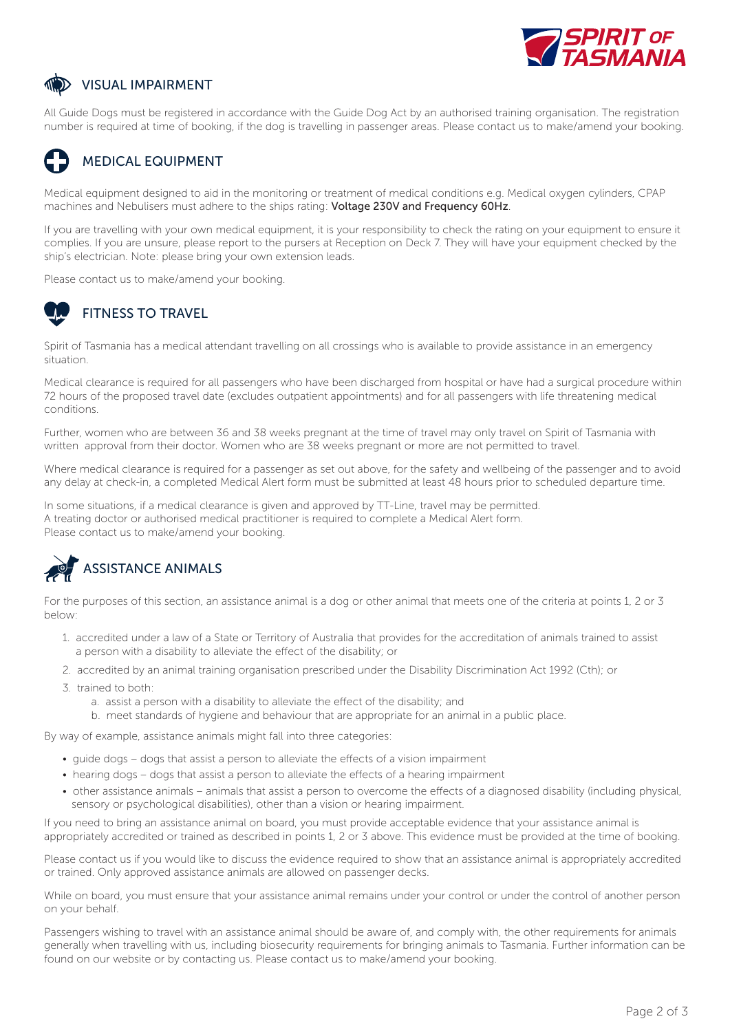## VISUAL IMPAIRMENT

All Guide Dogs must be registered in accordance with the Guide Dog Act by an authorised training organisation. The registration number is required at time of booking, if the dog is travelling in passenger areas. Please contact us to make/amend your booking.

## MEDICAL EQUIPMENT

Medical equipment designed to aid in the monitoring or treatment of medical conditions e.g. Medical oxygen cylinders, CPAP machines and Nebulisers must adhere to the ships rating: **Voltage 230V and Frequency 60Hz**.

If you are travelling with your own medical equipment, it is your responsibility to check the rating on your equipment to ensure it complies. If you are unsure, please report to the pursers at Reception on Deck 7. They will have your equipment checked by the ship's electrician. Note: please bring your own extension leads.

Please contact us to make/amend your booking.

## FITNESS TO TRAVEL

Spirit of Tasmania has a medical attendant travelling on all crossings who is available to provide assistance in an emergency situation.

Medical clearance is required for all passengers who have been discharged from hospital or have had a surgical procedure within 72 hours of the proposed travel date (excludes outpatient appointments) and for all passengers with life threatening medical conditions.

Further, women who are between 36 and 38 weeks pregnant at the time of travel may only travel on Spirit of Tasmania with written approval from their doctor. Women who are 38 weeks pregnant or more are not permitted to travel.

Where medical clearance is required for a passenger as set out above, for the safety and wellbeing of the passenger and to avoid any delay at check-in, a completed Medical Alert form must be submitted at least 48 hours prior to scheduled departure time.

In some situations, if a medical clearance is given and approved by TT-Line, travel may be permitted.
A treating doctor or authorised medical practitioner is required to complete a Medical Alert form.
Please contact us to make/amend your booking.

## ASSISTANCE ANIMALS

For the purposes of this section, an assistance animal is a dog or other animal that meets one of the criteria at points 1, 2 or 3 below:

1. accredited under a law of a State or Territory of Australia that provides for the accreditation of animals trained to assist a person with a disability to alleviate the effect of the disability; or
2. accredited by an animal training organisation prescribed under the Disability Discrimination Act 1992 (Cth); or
3. trained to both:
    a. assist a person with a disability to alleviate the effect of the disability; and
    b. meet standards of hygiene and behaviour that are appropriate for an animal in a public place.

By way of example, assistance animals might fall into three categories:

- guide dogs – dogs that assist a person to alleviate the effects of a vision impairment
- hearing dogs – dogs that assist a person to alleviate the effects of a hearing impairment
- other assistance animals – animals that assist a person to overcome the effects of a diagnosed disability (including physical, sensory or psychological disabilities), other than a vision or hearing impairment.

If you need to bring an assistance animal on board, you must provide acceptable evidence that your assistance animal is appropriately accredited or trained as described in points 1, 2 or 3 above. This evidence must be provided at the time of booking.

Please contact us if you would like to discuss the evidence required to show that an assistance animal is appropriately accredited or trained. Only approved assistance animals are allowed on passenger decks.

While on board, you must ensure that your assistance animal remains under your control or under the control of another person on your behalf.

Passengers wishing to travel with an assistance animal should be aware of, and comply with, the other requirements for animals generally when travelling with us, including biosecurity requirements for bringing animals to Tasmania. Further information can be found on our website or by contacting us. Please contact us to make/amend your booking.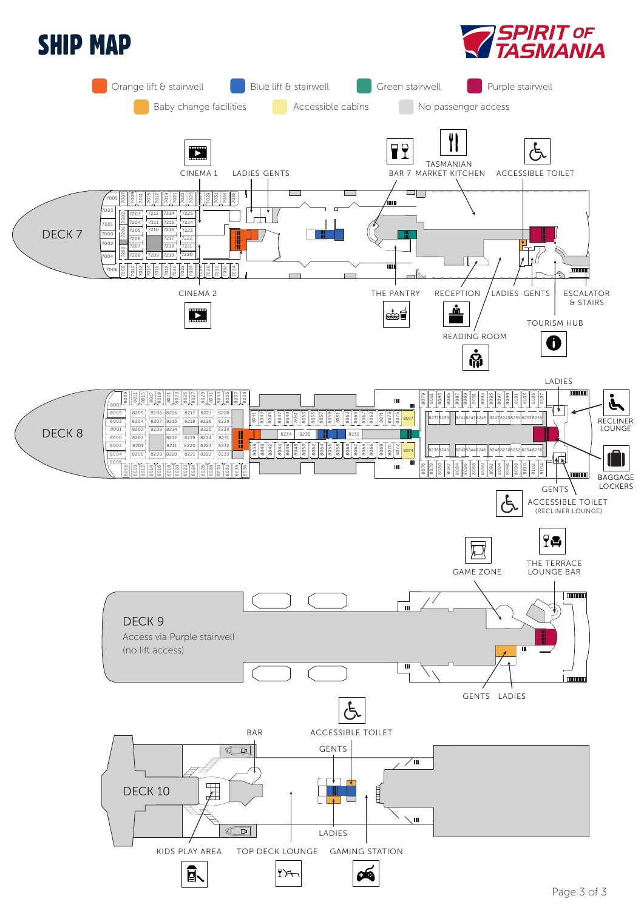# SHIP MAP

SPIRIT OF TASMANIA

Orange lift & stairwell
Blue lift & stairwell
Green stairwell
Purple stairwell
Baby change facilities
Accessible cabins
No passenger access

## DECK 7

CINEMA 1
LADIES GENTS
BAR 7
TASMANIAN MARKET KITCHEN
ACCESSIBLE TOILET
CINEMA 2
THE PANTRY
RECEPTION
LADIES GENTS
ESCALATOR & STAIRS
TOURISM HUB
READING ROOM

## DECK 8

LADIES
RECLINER LOUNGE
BAGGAGE LOCKERS
GENTS
ACCESSIBLE TOILET (RECLINER LOUNGE)

## DECK 9

Access via Purple stairwell (no lift access)

GAME ZONE
THE TERRACE LOUNGE BAR
GENTS LADIES

## DECK 10

BAR
ACCESSIBLE TOILET
GENTS
LADIES
KIDS PLAY AREA
TOP DECK LOUNGE
GAMING STATION